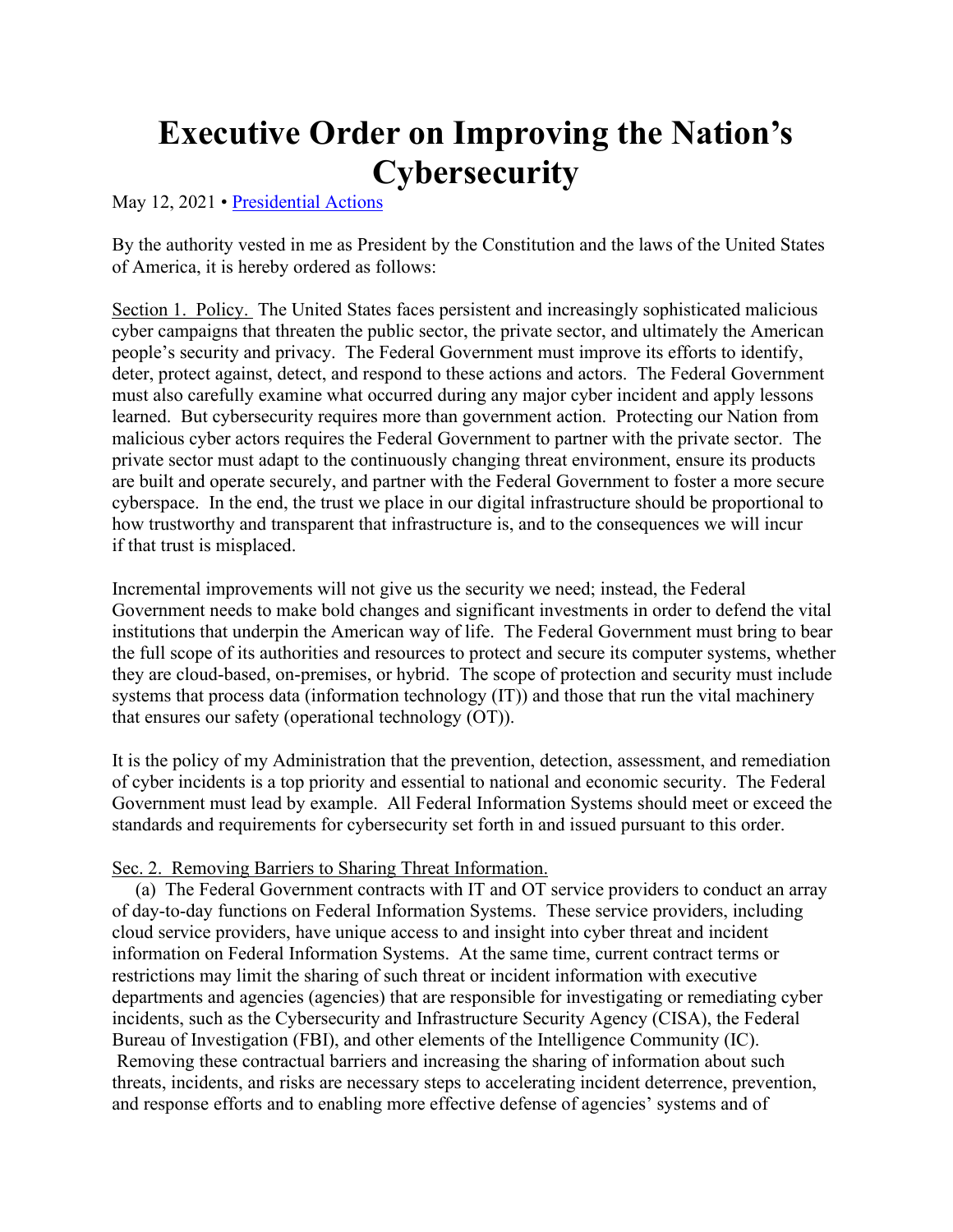# Executive Order on Improving the Nation's Cybersecurity

May 12, 2021 • [Presidential Actions]

By the authority vested in me as President by the Constitution and the laws of the United States of America, it is hereby ordered as follows:

Section 1. Policy. The United States faces persistent and increasingly sophisticated malicious cyber campaigns that threaten the public sector, the private sector, and ultimately the American people's security and privacy. The Federal Government must improve its efforts to identify, deter, protect against, detect, and respond to these actions and actors. The Federal Government must also carefully examine what occurred during any major cyber incident and apply lessons learned. But cybersecurity requires more than government action. Protecting our Nation from malicious cyber actors requires the Federal Government to partner with the private sector. The private sector must adapt to the continuously changing threat environment, ensure its products are built and operate securely, and partner with the Federal Government to foster a more secure cyberspace. In the end, the trust we place in our digital infrastructure should be proportional to how trustworthy and transparent that infrastructure is, and to the consequences we will incur if that trust is misplaced.

Incremental improvements will not give us the security we need; instead, the Federal Government needs to make bold changes and significant investments in order to defend the vital institutions that underpin the American way of life. The Federal Government must bring to bear the full scope of its authorities and resources to protect and secure its computer systems, whether they are cloud-based, on-premises, or hybrid. The scope of protection and security must include systems that process data (information technology (IT)) and those that run the vital machinery that ensures our safety (operational technology (OT)).

It is the policy of my Administration that the prevention, detection, assessment, and remediation of cyber incidents is a top priority and essential to national and economic security. The Federal Government must lead by example. All Federal Information Systems should meet or exceed the standards and requirements for cybersecurity set forth in and issued pursuant to this order.

Sec. 2. Removing Barriers to Sharing Threat Information.

(a) The Federal Government contracts with IT and OT service providers to conduct an array of day-to-day functions on Federal Information Systems. These service providers, including cloud service providers, have unique access to and insight into cyber threat and incident information on Federal Information Systems. At the same time, current contract terms or restrictions may limit the sharing of such threat or incident information with executive departments and agencies (agencies) that are responsible for investigating or remediating cyber incidents, such as the Cybersecurity and Infrastructure Security Agency (CISA), the Federal Bureau of Investigation (FBI), and other elements of the Intelligence Community (IC). Removing these contractual barriers and increasing the sharing of information about such threats, incidents, and risks are necessary steps to accelerating incident deterrence, prevention, and response efforts and to enabling more effective defense of agencies' systems and of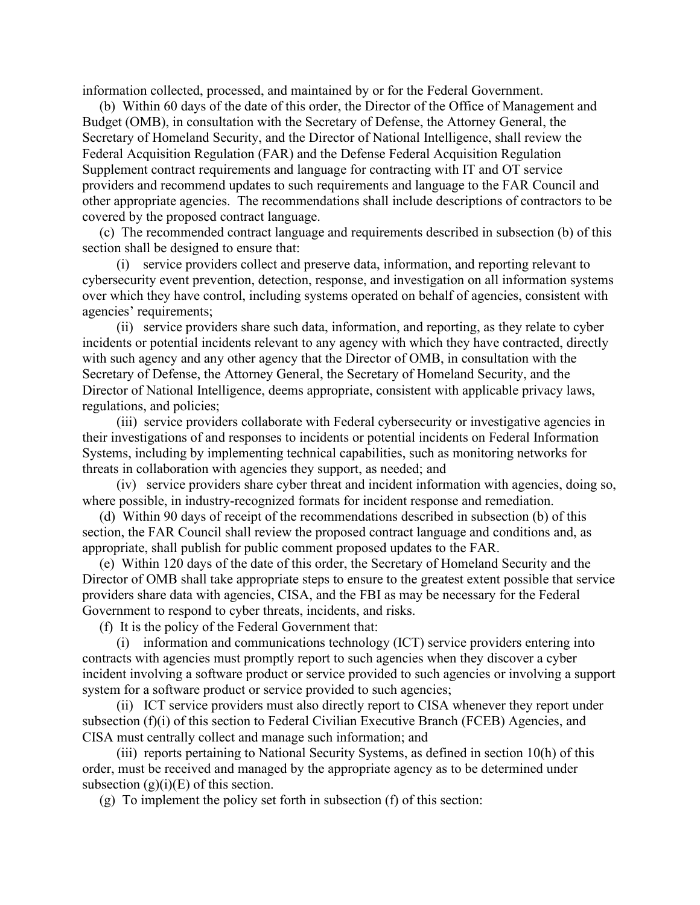information collected, processed, and maintained by or for the Federal Government.

(b) Within 60 days of the date of this order, the Director of the Office of Management and Budget (OMB), in consultation with the Secretary of Defense, the Attorney General, the Secretary of Homeland Security, and the Director of National Intelligence, shall review the Federal Acquisition Regulation (FAR) and the Defense Federal Acquisition Regulation Supplement contract requirements and language for contracting with IT and OT service providers and recommend updates to such requirements and language to the FAR Council and other appropriate agencies. The recommendations shall include descriptions of contractors to be covered by the proposed contract language.

(c) The recommended contract language and requirements described in subsection (b) of this section shall be designed to ensure that:

(i) service providers collect and preserve data, information, and reporting relevant to cybersecurity event prevention, detection, response, and investigation on all information systems over which they have control, including systems operated on behalf of agencies, consistent with agencies' requirements;

(ii) service providers share such data, information, and reporting, as they relate to cyber incidents or potential incidents relevant to any agency with which they have contracted, directly with such agency and any other agency that the Director of OMB, in consultation with the Secretary of Defense, the Attorney General, the Secretary of Homeland Security, and the Director of National Intelligence, deems appropriate, consistent with applicable privacy laws, regulations, and policies;

(iii) service providers collaborate with Federal cybersecurity or investigative agencies in their investigations of and responses to incidents or potential incidents on Federal Information Systems, including by implementing technical capabilities, such as monitoring networks for threats in collaboration with agencies they support, as needed; and

(iv) service providers share cyber threat and incident information with agencies, doing so, where possible, in industry-recognized formats for incident response and remediation.

(d) Within 90 days of receipt of the recommendations described in subsection (b) of this section, the FAR Council shall review the proposed contract language and conditions and, as appropriate, shall publish for public comment proposed updates to the FAR.

(e) Within 120 days of the date of this order, the Secretary of Homeland Security and the Director of OMB shall take appropriate steps to ensure to the greatest extent possible that service providers share data with agencies, CISA, and the FBI as may be necessary for the Federal Government to respond to cyber threats, incidents, and risks.

(f) It is the policy of the Federal Government that:

(i) information and communications technology (ICT) service providers entering into contracts with agencies must promptly report to such agencies when they discover a cyber incident involving a software product or service provided to such agencies or involving a support system for a software product or service provided to such agencies;

(ii) ICT service providers must also directly report to CISA whenever they report under subsection (f)(i) of this section to Federal Civilian Executive Branch (FCEB) Agencies, and CISA must centrally collect and manage such information; and

(iii) reports pertaining to National Security Systems, as defined in section 10(h) of this order, must be received and managed by the appropriate agency as to be determined under subsection (g)(i)(E) of this section.

(g) To implement the policy set forth in subsection (f) of this section: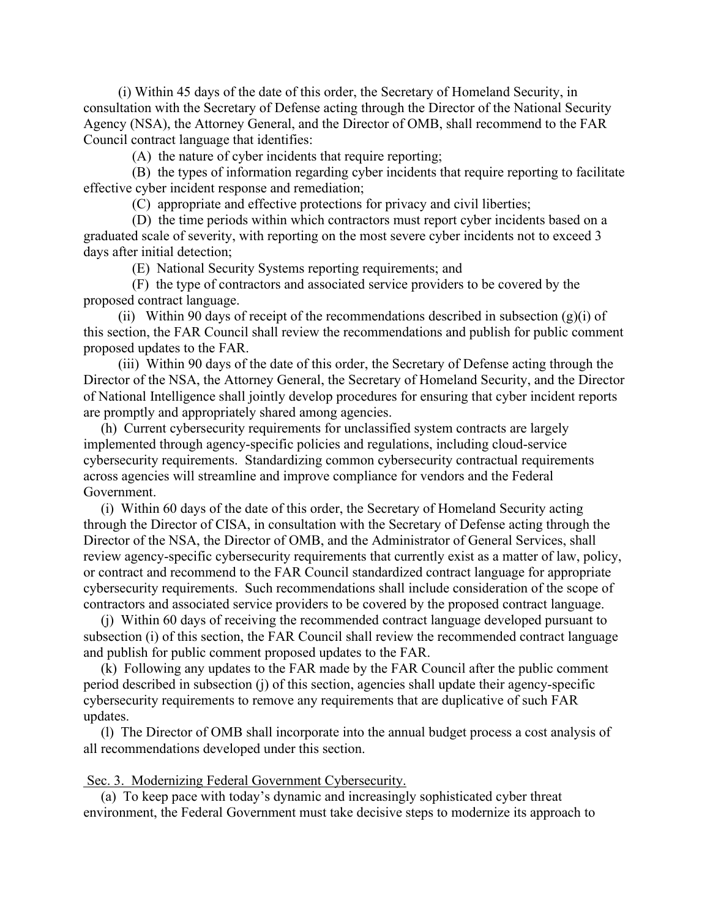(i) Within 45 days of the date of this order, the Secretary of Homeland Security, in consultation with the Secretary of Defense acting through the Director of the National Security Agency (NSA), the Attorney General, and the Director of OMB, shall recommend to the FAR Council contract language that identifies:

(A) the nature of cyber incidents that require reporting;

(B) the types of information regarding cyber incidents that require reporting to facilitate effective cyber incident response and remediation;

(C) appropriate and effective protections for privacy and civil liberties;

(D) the time periods within which contractors must report cyber incidents based on a graduated scale of severity, with reporting on the most severe cyber incidents not to exceed 3 days after initial detection;

(E) National Security Systems reporting requirements; and

(F) the type of contractors and associated service providers to be covered by the proposed contract language.

(ii) Within 90 days of receipt of the recommendations described in subsection (g)(i) of this section, the FAR Council shall review the recommendations and publish for public comment proposed updates to the FAR.

(iii) Within 90 days of the date of this order, the Secretary of Defense acting through the Director of the NSA, the Attorney General, the Secretary of Homeland Security, and the Director of National Intelligence shall jointly develop procedures for ensuring that cyber incident reports are promptly and appropriately shared among agencies.

(h) Current cybersecurity requirements for unclassified system contracts are largely implemented through agency-specific policies and regulations, including cloud-service cybersecurity requirements. Standardizing common cybersecurity contractual requirements across agencies will streamline and improve compliance for vendors and the Federal Government.

(i) Within 60 days of the date of this order, the Secretary of Homeland Security acting through the Director of CISA, in consultation with the Secretary of Defense acting through the Director of the NSA, the Director of OMB, and the Administrator of General Services, shall review agency-specific cybersecurity requirements that currently exist as a matter of law, policy, or contract and recommend to the FAR Council standardized contract language for appropriate cybersecurity requirements. Such recommendations shall include consideration of the scope of contractors and associated service providers to be covered by the proposed contract language.

(j) Within 60 days of receiving the recommended contract language developed pursuant to subsection (i) of this section, the FAR Council shall review the recommended contract language and publish for public comment proposed updates to the FAR.

(k) Following any updates to the FAR made by the FAR Council after the public comment period described in subsection (j) of this section, agencies shall update their agency-specific cybersecurity requirements to remove any requirements that are duplicative of such FAR updates.

(l) The Director of OMB shall incorporate into the annual budget process a cost analysis of all recommendations developed under this section.

Sec. 3. Modernizing Federal Government Cybersecurity.

(a) To keep pace with today's dynamic and increasingly sophisticated cyber threat environment, the Federal Government must take decisive steps to modernize its approach to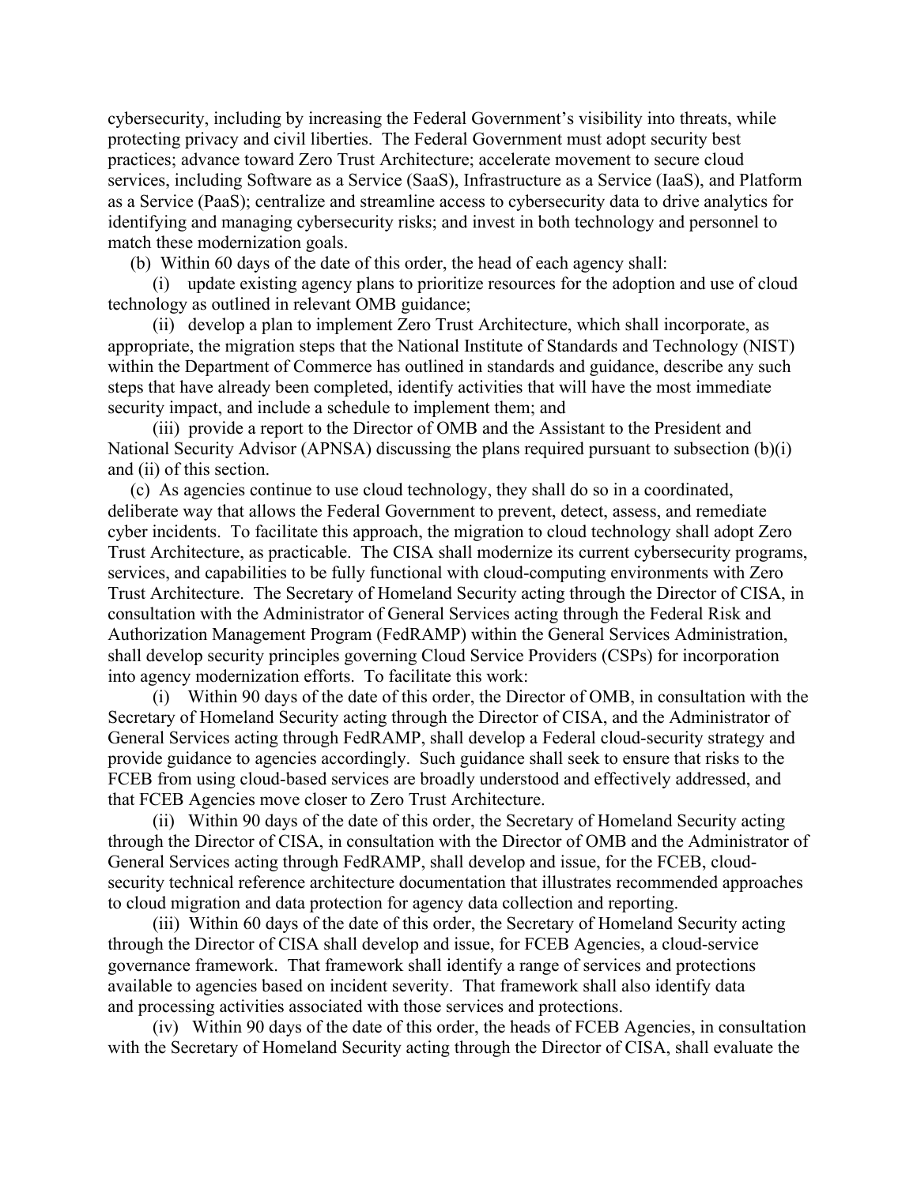cybersecurity, including by increasing the Federal Government's visibility into threats, while protecting privacy and civil liberties. The Federal Government must adopt security best practices; advance toward Zero Trust Architecture; accelerate movement to secure cloud services, including Software as a Service (SaaS), Infrastructure as a Service (IaaS), and Platform as a Service (PaaS); centralize and streamline access to cybersecurity data to drive analytics for identifying and managing cybersecurity risks; and invest in both technology and personnel to match these modernization goals.

(b) Within 60 days of the date of this order, the head of each agency shall:

(i) update existing agency plans to prioritize resources for the adoption and use of cloud technology as outlined in relevant OMB guidance;

(ii) develop a plan to implement Zero Trust Architecture, which shall incorporate, as appropriate, the migration steps that the National Institute of Standards and Technology (NIST) within the Department of Commerce has outlined in standards and guidance, describe any such steps that have already been completed, identify activities that will have the most immediate security impact, and include a schedule to implement them; and

(iii) provide a report to the Director of OMB and the Assistant to the President and National Security Advisor (APNSA) discussing the plans required pursuant to subsection (b)(i) and (ii) of this section.

(c) As agencies continue to use cloud technology, they shall do so in a coordinated, deliberate way that allows the Federal Government to prevent, detect, assess, and remediate cyber incidents. To facilitate this approach, the migration to cloud technology shall adopt Zero Trust Architecture, as practicable. The CISA shall modernize its current cybersecurity programs, services, and capabilities to be fully functional with cloud-computing environments with Zero Trust Architecture. The Secretary of Homeland Security acting through the Director of CISA, in consultation with the Administrator of General Services acting through the Federal Risk and Authorization Management Program (FedRAMP) within the General Services Administration, shall develop security principles governing Cloud Service Providers (CSPs) for incorporation into agency modernization efforts. To facilitate this work:

(i) Within 90 days of the date of this order, the Director of OMB, in consultation with the Secretary of Homeland Security acting through the Director of CISA, and the Administrator of General Services acting through FedRAMP, shall develop a Federal cloud-security strategy and provide guidance to agencies accordingly. Such guidance shall seek to ensure that risks to the FCEB from using cloud-based services are broadly understood and effectively addressed, and that FCEB Agencies move closer to Zero Trust Architecture.

(ii) Within 90 days of the date of this order, the Secretary of Homeland Security acting through the Director of CISA, in consultation with the Director of OMB and the Administrator of General Services acting through FedRAMP, shall develop and issue, for the FCEB, cloud-security technical reference architecture documentation that illustrates recommended approaches to cloud migration and data protection for agency data collection and reporting.

(iii) Within 60 days of the date of this order, the Secretary of Homeland Security acting through the Director of CISA shall develop and issue, for FCEB Agencies, a cloud-service governance framework. That framework shall identify a range of services and protections available to agencies based on incident severity. That framework shall also identify data and processing activities associated with those services and protections.

(iv) Within 90 days of the date of this order, the heads of FCEB Agencies, in consultation with the Secretary of Homeland Security acting through the Director of CISA, shall evaluate the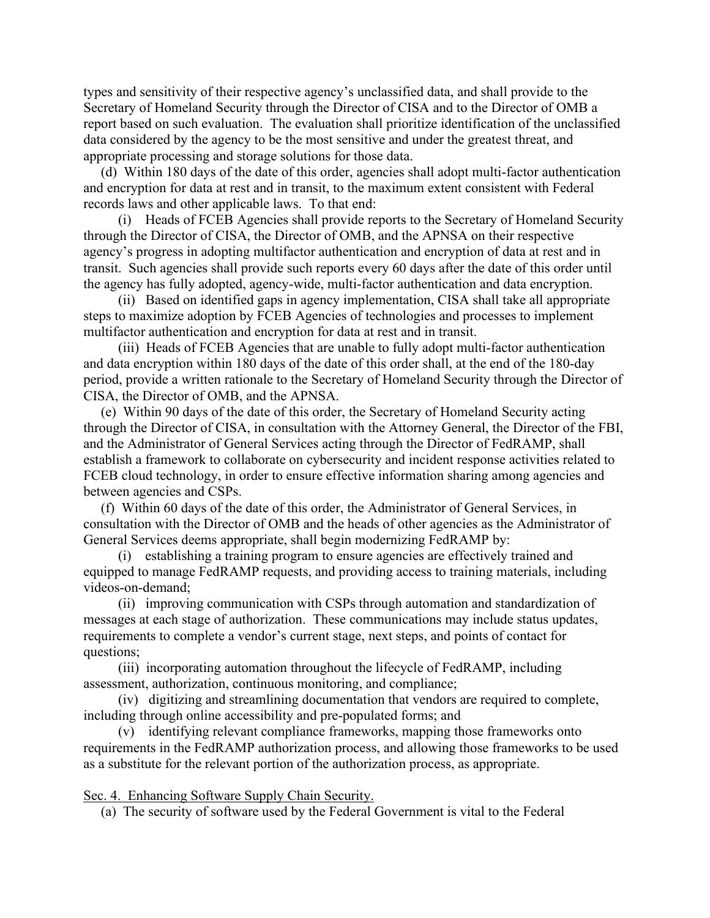types and sensitivity of their respective agency's unclassified data, and shall provide to the Secretary of Homeland Security through the Director of CISA and to the Director of OMB a report based on such evaluation. The evaluation shall prioritize identification of the unclassified data considered by the agency to be the most sensitive and under the greatest threat, and appropriate processing and storage solutions for those data.

(d) Within 180 days of the date of this order, agencies shall adopt multi-factor authentication and encryption for data at rest and in transit, to the maximum extent consistent with Federal records laws and other applicable laws. To that end:

(i) Heads of FCEB Agencies shall provide reports to the Secretary of Homeland Security through the Director of CISA, the Director of OMB, and the APNSA on their respective agency's progress in adopting multifactor authentication and encryption of data at rest and in transit. Such agencies shall provide such reports every 60 days after the date of this order until the agency has fully adopted, agency-wide, multi-factor authentication and data encryption.

(ii) Based on identified gaps in agency implementation, CISA shall take all appropriate steps to maximize adoption by FCEB Agencies of technologies and processes to implement multifactor authentication and encryption for data at rest and in transit.

(iii) Heads of FCEB Agencies that are unable to fully adopt multi-factor authentication and data encryption within 180 days of the date of this order shall, at the end of the 180-day period, provide a written rationale to the Secretary of Homeland Security through the Director of CISA, the Director of OMB, and the APNSA.

(e) Within 90 days of the date of this order, the Secretary of Homeland Security acting through the Director of CISA, in consultation with the Attorney General, the Director of the FBI, and the Administrator of General Services acting through the Director of FedRAMP, shall establish a framework to collaborate on cybersecurity and incident response activities related to FCEB cloud technology, in order to ensure effective information sharing among agencies and between agencies and CSPs.

(f) Within 60 days of the date of this order, the Administrator of General Services, in consultation with the Director of OMB and the heads of other agencies as the Administrator of General Services deems appropriate, shall begin modernizing FedRAMP by:

(i) establishing a training program to ensure agencies are effectively trained and equipped to manage FedRAMP requests, and providing access to training materials, including videos-on-demand;

(ii) improving communication with CSPs through automation and standardization of messages at each stage of authorization. These communications may include status updates, requirements to complete a vendor's current stage, next steps, and points of contact for questions;

(iii) incorporating automation throughout the lifecycle of FedRAMP, including assessment, authorization, continuous monitoring, and compliance;

(iv) digitizing and streamlining documentation that vendors are required to complete, including through online accessibility and pre-populated forms; and

(v) identifying relevant compliance frameworks, mapping those frameworks onto requirements in the FedRAMP authorization process, and allowing those frameworks to be used as a substitute for the relevant portion of the authorization process, as appropriate.

## Sec. 4. Enhancing Software Supply Chain Security.

(a) The security of software used by the Federal Government is vital to the Federal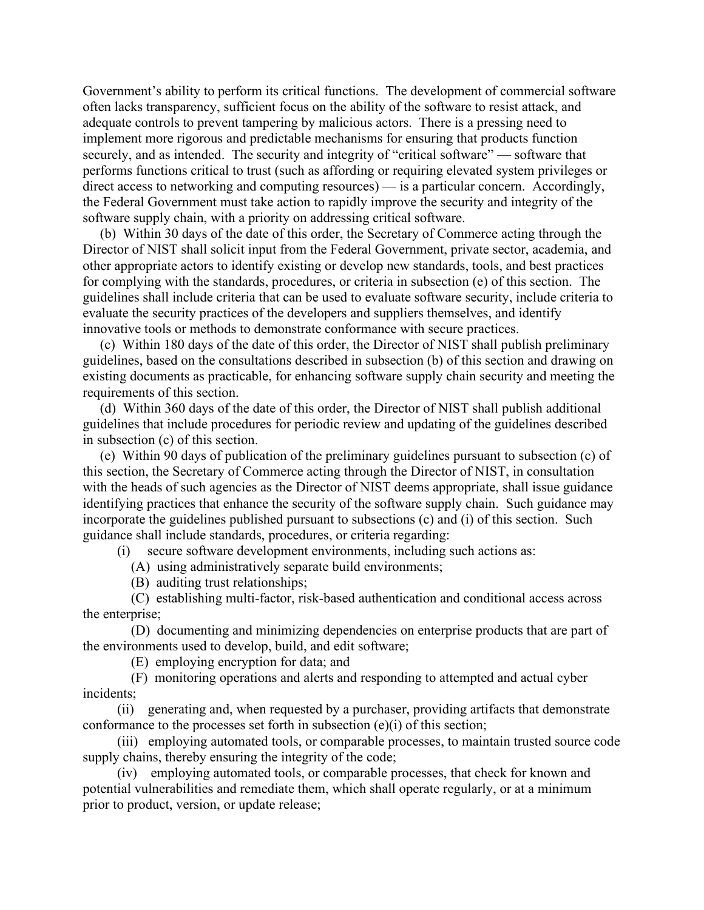Government's ability to perform its critical functions. The development of commercial software often lacks transparency, sufficient focus on the ability of the software to resist attack, and adequate controls to prevent tampering by malicious actors. There is a pressing need to implement more rigorous and predictable mechanisms for ensuring that products function securely, and as intended. The security and integrity of "critical software" — software that performs functions critical to trust (such as affording or requiring elevated system privileges or direct access to networking and computing resources) — is a particular concern. Accordingly, the Federal Government must take action to rapidly improve the security and integrity of the software supply chain, with a priority on addressing critical software.

(b) Within 30 days of the date of this order, the Secretary of Commerce acting through the Director of NIST shall solicit input from the Federal Government, private sector, academia, and other appropriate actors to identify existing or develop new standards, tools, and best practices for complying with the standards, procedures, or criteria in subsection (e) of this section. The guidelines shall include criteria that can be used to evaluate software security, include criteria to evaluate the security practices of the developers and suppliers themselves, and identify innovative tools or methods to demonstrate conformance with secure practices.

(c) Within 180 days of the date of this order, the Director of NIST shall publish preliminary guidelines, based on the consultations described in subsection (b) of this section and drawing on existing documents as practicable, for enhancing software supply chain security and meeting the requirements of this section.

(d) Within 360 days of the date of this order, the Director of NIST shall publish additional guidelines that include procedures for periodic review and updating of the guidelines described in subsection (c) of this section.

(e) Within 90 days of publication of the preliminary guidelines pursuant to subsection (c) of this section, the Secretary of Commerce acting through the Director of NIST, in consultation with the heads of such agencies as the Director of NIST deems appropriate, shall issue guidance identifying practices that enhance the security of the software supply chain. Such guidance may incorporate the guidelines published pursuant to subsections (c) and (i) of this section. Such guidance shall include standards, procedures, or criteria regarding:

(i) secure software development environments, including such actions as:

(A) using administratively separate build environments;

(B) auditing trust relationships;

(C) establishing multi-factor, risk-based authentication and conditional access across the enterprise;

(D) documenting and minimizing dependencies on enterprise products that are part of the environments used to develop, build, and edit software;

(E) employing encryption for data; and

(F) monitoring operations and alerts and responding to attempted and actual cyber incidents;

(ii) generating and, when requested by a purchaser, providing artifacts that demonstrate conformance to the processes set forth in subsection (e)(i) of this section;

(iii) employing automated tools, or comparable processes, to maintain trusted source code supply chains, thereby ensuring the integrity of the code;

(iv) employing automated tools, or comparable processes, that check for known and potential vulnerabilities and remediate them, which shall operate regularly, or at a minimum prior to product, version, or update release;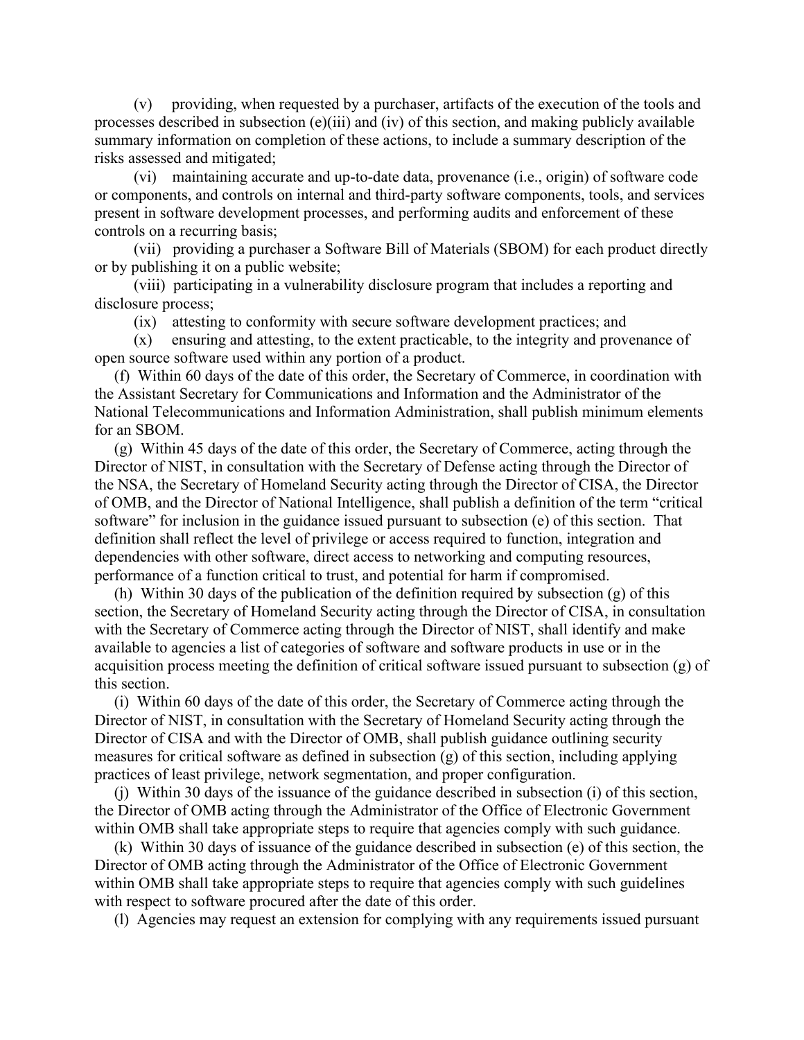(v) providing, when requested by a purchaser, artifacts of the execution of the tools and processes described in subsection (e)(iii) and (iv) of this section, and making publicly available summary information on completion of these actions, to include a summary description of the risks assessed and mitigated;

(vi) maintaining accurate and up-to-date data, provenance (i.e., origin) of software code or components, and controls on internal and third-party software components, tools, and services present in software development processes, and performing audits and enforcement of these controls on a recurring basis;

(vii) providing a purchaser a Software Bill of Materials (SBOM) for each product directly or by publishing it on a public website;

(viii) participating in a vulnerability disclosure program that includes a reporting and disclosure process;

(ix) attesting to conformity with secure software development practices; and

(x) ensuring and attesting, to the extent practicable, to the integrity and provenance of open source software used within any portion of a product.

(f) Within 60 days of the date of this order, the Secretary of Commerce, in coordination with the Assistant Secretary for Communications and Information and the Administrator of the National Telecommunications and Information Administration, shall publish minimum elements for an SBOM.

(g) Within 45 days of the date of this order, the Secretary of Commerce, acting through the Director of NIST, in consultation with the Secretary of Defense acting through the Director of the NSA, the Secretary of Homeland Security acting through the Director of CISA, the Director of OMB, and the Director of National Intelligence, shall publish a definition of the term "critical software" for inclusion in the guidance issued pursuant to subsection (e) of this section. That definition shall reflect the level of privilege or access required to function, integration and dependencies with other software, direct access to networking and computing resources, performance of a function critical to trust, and potential for harm if compromised.

(h) Within 30 days of the publication of the definition required by subsection (g) of this section, the Secretary of Homeland Security acting through the Director of CISA, in consultation with the Secretary of Commerce acting through the Director of NIST, shall identify and make available to agencies a list of categories of software and software products in use or in the acquisition process meeting the definition of critical software issued pursuant to subsection (g) of this section.

(i) Within 60 days of the date of this order, the Secretary of Commerce acting through the Director of NIST, in consultation with the Secretary of Homeland Security acting through the Director of CISA and with the Director of OMB, shall publish guidance outlining security measures for critical software as defined in subsection (g) of this section, including applying practices of least privilege, network segmentation, and proper configuration.

(j) Within 30 days of the issuance of the guidance described in subsection (i) of this section, the Director of OMB acting through the Administrator of the Office of Electronic Government within OMB shall take appropriate steps to require that agencies comply with such guidance.

(k) Within 30 days of issuance of the guidance described in subsection (e) of this section, the Director of OMB acting through the Administrator of the Office of Electronic Government within OMB shall take appropriate steps to require that agencies comply with such guidelines with respect to software procured after the date of this order.

(l) Agencies may request an extension for complying with any requirements issued pursuant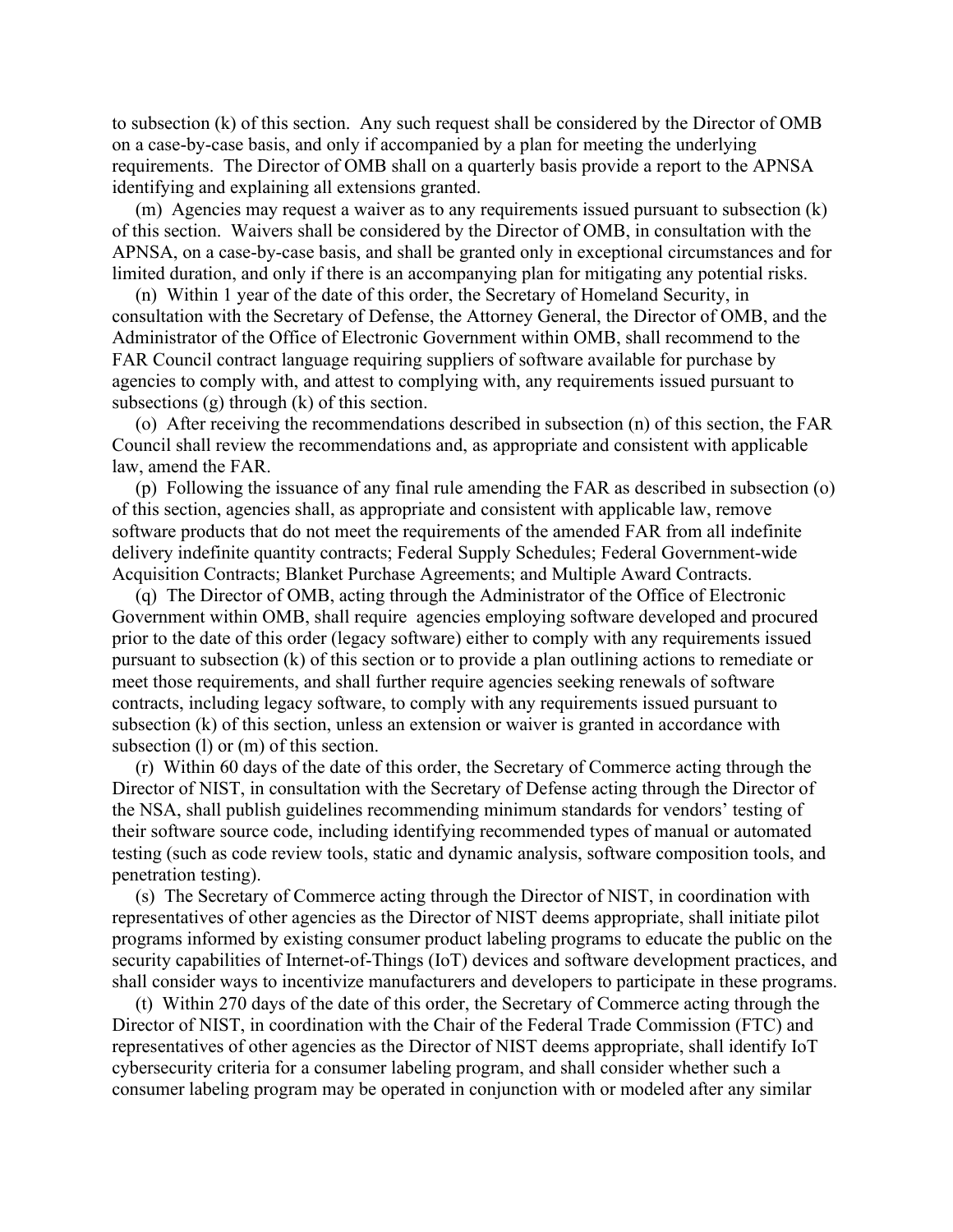to subsection (k) of this section. Any such request shall be considered by the Director of OMB on a case-by-case basis, and only if accompanied by a plan for meeting the underlying requirements. The Director of OMB shall on a quarterly basis provide a report to the APNSA identifying and explaining all extensions granted.

(m) Agencies may request a waiver as to any requirements issued pursuant to subsection (k) of this section. Waivers shall be considered by the Director of OMB, in consultation with the APNSA, on a case-by-case basis, and shall be granted only in exceptional circumstances and for limited duration, and only if there is an accompanying plan for mitigating any potential risks.

(n) Within 1 year of the date of this order, the Secretary of Homeland Security, in consultation with the Secretary of Defense, the Attorney General, the Director of OMB, and the Administrator of the Office of Electronic Government within OMB, shall recommend to the FAR Council contract language requiring suppliers of software available for purchase by agencies to comply with, and attest to complying with, any requirements issued pursuant to subsections (g) through (k) of this section.

(o) After receiving the recommendations described in subsection (n) of this section, the FAR Council shall review the recommendations and, as appropriate and consistent with applicable law, amend the FAR.

(p) Following the issuance of any final rule amending the FAR as described in subsection (o) of this section, agencies shall, as appropriate and consistent with applicable law, remove software products that do not meet the requirements of the amended FAR from all indefinite delivery indefinite quantity contracts; Federal Supply Schedules; Federal Government-wide Acquisition Contracts; Blanket Purchase Agreements; and Multiple Award Contracts.

(q) The Director of OMB, acting through the Administrator of the Office of Electronic Government within OMB, shall require agencies employing software developed and procured prior to the date of this order (legacy software) either to comply with any requirements issued pursuant to subsection (k) of this section or to provide a plan outlining actions to remediate or meet those requirements, and shall further require agencies seeking renewals of software contracts, including legacy software, to comply with any requirements issued pursuant to subsection (k) of this section, unless an extension or waiver is granted in accordance with subsection (l) or (m) of this section.

(r) Within 60 days of the date of this order, the Secretary of Commerce acting through the Director of NIST, in consultation with the Secretary of Defense acting through the Director of the NSA, shall publish guidelines recommending minimum standards for vendors' testing of their software source code, including identifying recommended types of manual or automated testing (such as code review tools, static and dynamic analysis, software composition tools, and penetration testing).

(s) The Secretary of Commerce acting through the Director of NIST, in coordination with representatives of other agencies as the Director of NIST deems appropriate, shall initiate pilot programs informed by existing consumer product labeling programs to educate the public on the security capabilities of Internet-of-Things (IoT) devices and software development practices, and shall consider ways to incentivize manufacturers and developers to participate in these programs.

(t) Within 270 days of the date of this order, the Secretary of Commerce acting through the Director of NIST, in coordination with the Chair of the Federal Trade Commission (FTC) and representatives of other agencies as the Director of NIST deems appropriate, shall identify IoT cybersecurity criteria for a consumer labeling program, and shall consider whether such a consumer labeling program may be operated in conjunction with or modeled after any similar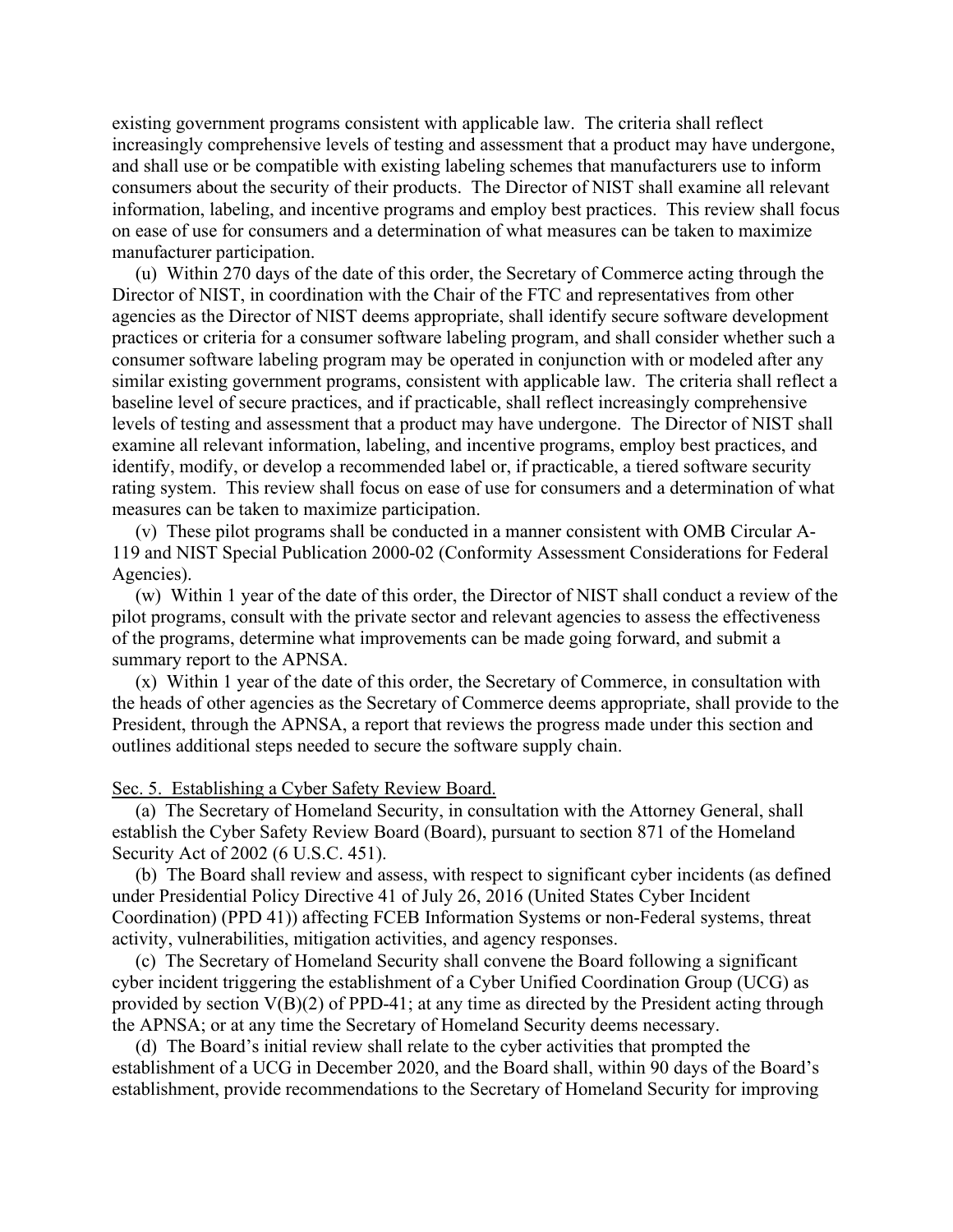existing government programs consistent with applicable law. The criteria shall reflect increasingly comprehensive levels of testing and assessment that a product may have undergone, and shall use or be compatible with existing labeling schemes that manufacturers use to inform consumers about the security of their products. The Director of NIST shall examine all relevant information, labeling, and incentive programs and employ best practices. This review shall focus on ease of use for consumers and a determination of what measures can be taken to maximize manufacturer participation.

(u) Within 270 days of the date of this order, the Secretary of Commerce acting through the Director of NIST, in coordination with the Chair of the FTC and representatives from other agencies as the Director of NIST deems appropriate, shall identify secure software development practices or criteria for a consumer software labeling program, and shall consider whether such a consumer software labeling program may be operated in conjunction with or modeled after any similar existing government programs, consistent with applicable law. The criteria shall reflect a baseline level of secure practices, and if practicable, shall reflect increasingly comprehensive levels of testing and assessment that a product may have undergone. The Director of NIST shall examine all relevant information, labeling, and incentive programs, employ best practices, and identify, modify, or develop a recommended label or, if practicable, a tiered software security rating system. This review shall focus on ease of use for consumers and a determination of what measures can be taken to maximize participation.

(v) These pilot programs shall be conducted in a manner consistent with OMB Circular A-119 and NIST Special Publication 2000-02 (Conformity Assessment Considerations for Federal Agencies).

(w) Within 1 year of the date of this order, the Director of NIST shall conduct a review of the pilot programs, consult with the private sector and relevant agencies to assess the effectiveness of the programs, determine what improvements can be made going forward, and submit a summary report to the APNSA.

(x) Within 1 year of the date of this order, the Secretary of Commerce, in consultation with the heads of other agencies as the Secretary of Commerce deems appropriate, shall provide to the President, through the APNSA, a report that reviews the progress made under this section and outlines additional steps needed to secure the software supply chain.

## Sec. 5. Establishing a Cyber Safety Review Board.

(a) The Secretary of Homeland Security, in consultation with the Attorney General, shall establish the Cyber Safety Review Board (Board), pursuant to section 871 of the Homeland Security Act of 2002 (6 U.S.C. 451).

(b) The Board shall review and assess, with respect to significant cyber incidents (as defined under Presidential Policy Directive 41 of July 26, 2016 (United States Cyber Incident Coordination) (PPD 41)) affecting FCEB Information Systems or non-Federal systems, threat activity, vulnerabilities, mitigation activities, and agency responses.

(c) The Secretary of Homeland Security shall convene the Board following a significant cyber incident triggering the establishment of a Cyber Unified Coordination Group (UCG) as provided by section V(B)(2) of PPD-41; at any time as directed by the President acting through the APNSA; or at any time the Secretary of Homeland Security deems necessary.

(d) The Board's initial review shall relate to the cyber activities that prompted the establishment of a UCG in December 2020, and the Board shall, within 90 days of the Board's establishment, provide recommendations to the Secretary of Homeland Security for improving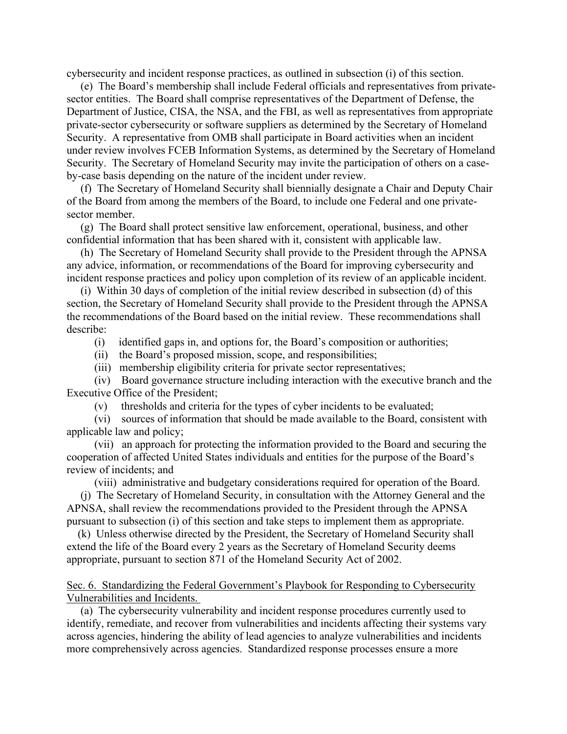cybersecurity and incident response practices, as outlined in subsection (i) of this section.

(e) The Board's membership shall include Federal officials and representatives from private-sector entities. The Board shall comprise representatives of the Department of Defense, the Department of Justice, CISA, the NSA, and the FBI, as well as representatives from appropriate private-sector cybersecurity or software suppliers as determined by the Secretary of Homeland Security. A representative from OMB shall participate in Board activities when an incident under review involves FCEB Information Systems, as determined by the Secretary of Homeland Security. The Secretary of Homeland Security may invite the participation of others on a case-by-case basis depending on the nature of the incident under review.

(f) The Secretary of Homeland Security shall biennially designate a Chair and Deputy Chair of the Board from among the members of the Board, to include one Federal and one private-sector member.

(g) The Board shall protect sensitive law enforcement, operational, business, and other confidential information that has been shared with it, consistent with applicable law.

(h) The Secretary of Homeland Security shall provide to the President through the APNSA any advice, information, or recommendations of the Board for improving cybersecurity and incident response practices and policy upon completion of its review of an applicable incident.

(i) Within 30 days of completion of the initial review described in subsection (d) of this section, the Secretary of Homeland Security shall provide to the President through the APNSA the recommendations of the Board based on the initial review. These recommendations shall describe:

(i) identified gaps in, and options for, the Board's composition or authorities;

(ii) the Board's proposed mission, scope, and responsibilities;

(iii) membership eligibility criteria for private sector representatives;

(iv) Board governance structure including interaction with the executive branch and the Executive Office of the President;

(v) thresholds and criteria for the types of cyber incidents to be evaluated;

(vi) sources of information that should be made available to the Board, consistent with applicable law and policy;

(vii) an approach for protecting the information provided to the Board and securing the cooperation of affected United States individuals and entities for the purpose of the Board's review of incidents; and

(viii) administrative and budgetary considerations required for operation of the Board.

(j) The Secretary of Homeland Security, in consultation with the Attorney General and the APNSA, shall review the recommendations provided to the President through the APNSA pursuant to subsection (i) of this section and take steps to implement them as appropriate.

(k) Unless otherwise directed by the President, the Secretary of Homeland Security shall extend the life of the Board every 2 years as the Secretary of Homeland Security deems appropriate, pursuant to section 871 of the Homeland Security Act of 2002.

Sec. 6. Standardizing the Federal Government's Playbook for Responding to Cybersecurity Vulnerabilities and Incidents.

(a) The cybersecurity vulnerability and incident response procedures currently used to identify, remediate, and recover from vulnerabilities and incidents affecting their systems vary across agencies, hindering the ability of lead agencies to analyze vulnerabilities and incidents more comprehensively across agencies. Standardized response processes ensure a more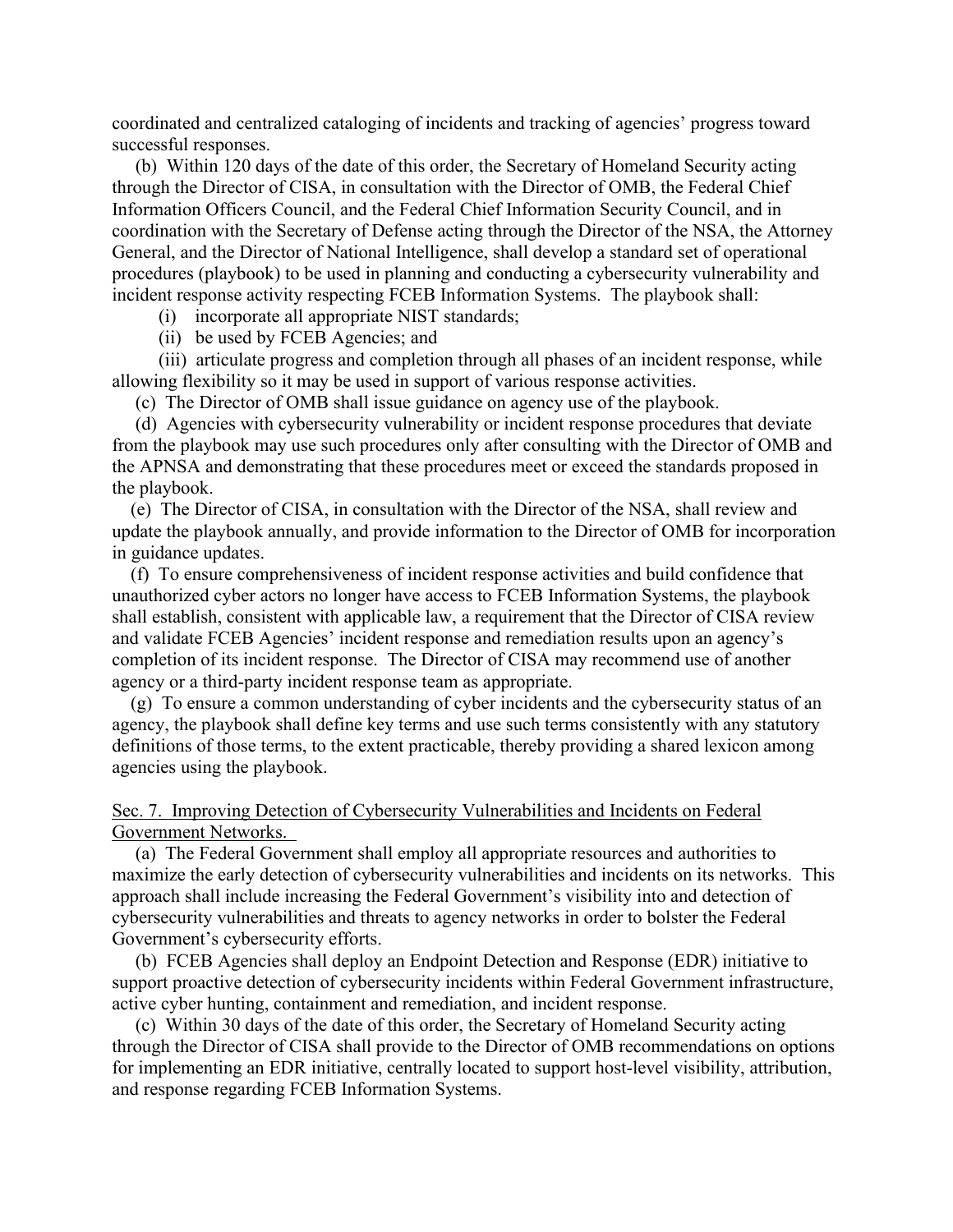coordinated and centralized cataloging of incidents and tracking of agencies' progress toward successful responses.

(b) Within 120 days of the date of this order, the Secretary of Homeland Security acting through the Director of CISA, in consultation with the Director of OMB, the Federal Chief Information Officers Council, and the Federal Chief Information Security Council, and in coordination with the Secretary of Defense acting through the Director of the NSA, the Attorney General, and the Director of National Intelligence, shall develop a standard set of operational procedures (playbook) to be used in planning and conducting a cybersecurity vulnerability and incident response activity respecting FCEB Information Systems. The playbook shall:

(i) incorporate all appropriate NIST standards;

(ii) be used by FCEB Agencies; and

(iii) articulate progress and completion through all phases of an incident response, while allowing flexibility so it may be used in support of various response activities.

(c) The Director of OMB shall issue guidance on agency use of the playbook.

(d) Agencies with cybersecurity vulnerability or incident response procedures that deviate from the playbook may use such procedures only after consulting with the Director of OMB and the APNSA and demonstrating that these procedures meet or exceed the standards proposed in the playbook.

(e) The Director of CISA, in consultation with the Director of the NSA, shall review and update the playbook annually, and provide information to the Director of OMB for incorporation in guidance updates.

(f) To ensure comprehensiveness of incident response activities and build confidence that unauthorized cyber actors no longer have access to FCEB Information Systems, the playbook shall establish, consistent with applicable law, a requirement that the Director of CISA review and validate FCEB Agencies' incident response and remediation results upon an agency's completion of its incident response. The Director of CISA may recommend use of another agency or a third-party incident response team as appropriate.

(g) To ensure a common understanding of cyber incidents and the cybersecurity status of an agency, the playbook shall define key terms and use such terms consistently with any statutory definitions of those terms, to the extent practicable, thereby providing a shared lexicon among agencies using the playbook.

Sec. 7. Improving Detection of Cybersecurity Vulnerabilities and Incidents on Federal Government Networks.

(a) The Federal Government shall employ all appropriate resources and authorities to maximize the early detection of cybersecurity vulnerabilities and incidents on its networks. This approach shall include increasing the Federal Government's visibility into and detection of cybersecurity vulnerabilities and threats to agency networks in order to bolster the Federal Government's cybersecurity efforts.

(b) FCEB Agencies shall deploy an Endpoint Detection and Response (EDR) initiative to support proactive detection of cybersecurity incidents within Federal Government infrastructure, active cyber hunting, containment and remediation, and incident response.

(c) Within 30 days of the date of this order, the Secretary of Homeland Security acting through the Director of CISA shall provide to the Director of OMB recommendations on options for implementing an EDR initiative, centrally located to support host-level visibility, attribution, and response regarding FCEB Information Systems.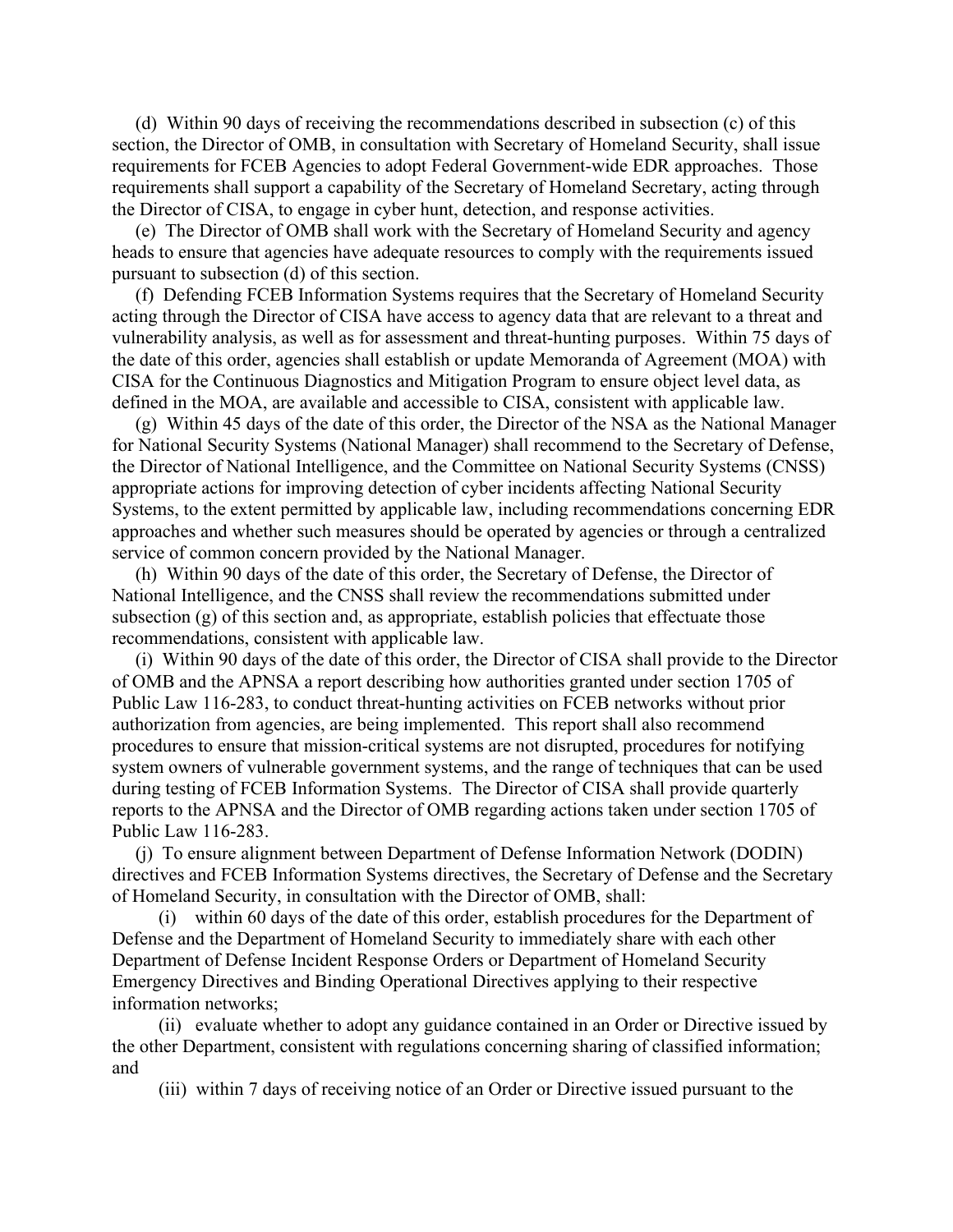(d) Within 90 days of receiving the recommendations described in subsection (c) of this section, the Director of OMB, in consultation with Secretary of Homeland Security, shall issue requirements for FCEB Agencies to adopt Federal Government-wide EDR approaches. Those requirements shall support a capability of the Secretary of Homeland Secretary, acting through the Director of CISA, to engage in cyber hunt, detection, and response activities.

(e) The Director of OMB shall work with the Secretary of Homeland Security and agency heads to ensure that agencies have adequate resources to comply with the requirements issued pursuant to subsection (d) of this section.

(f) Defending FCEB Information Systems requires that the Secretary of Homeland Security acting through the Director of CISA have access to agency data that are relevant to a threat and vulnerability analysis, as well as for assessment and threat-hunting purposes. Within 75 days of the date of this order, agencies shall establish or update Memoranda of Agreement (MOA) with CISA for the Continuous Diagnostics and Mitigation Program to ensure object level data, as defined in the MOA, are available and accessible to CISA, consistent with applicable law.

(g) Within 45 days of the date of this order, the Director of the NSA as the National Manager for National Security Systems (National Manager) shall recommend to the Secretary of Defense, the Director of National Intelligence, and the Committee on National Security Systems (CNSS) appropriate actions for improving detection of cyber incidents affecting National Security Systems, to the extent permitted by applicable law, including recommendations concerning EDR approaches and whether such measures should be operated by agencies or through a centralized service of common concern provided by the National Manager.

(h) Within 90 days of the date of this order, the Secretary of Defense, the Director of National Intelligence, and the CNSS shall review the recommendations submitted under subsection (g) of this section and, as appropriate, establish policies that effectuate those recommendations, consistent with applicable law.

(i) Within 90 days of the date of this order, the Director of CISA shall provide to the Director of OMB and the APNSA a report describing how authorities granted under section 1705 of Public Law 116-283, to conduct threat-hunting activities on FCEB networks without prior authorization from agencies, are being implemented. This report shall also recommend procedures to ensure that mission-critical systems are not disrupted, procedures for notifying system owners of vulnerable government systems, and the range of techniques that can be used during testing of FCEB Information Systems. The Director of CISA shall provide quarterly reports to the APNSA and the Director of OMB regarding actions taken under section 1705 of Public Law 116-283.

(j) To ensure alignment between Department of Defense Information Network (DODIN) directives and FCEB Information Systems directives, the Secretary of Defense and the Secretary of Homeland Security, in consultation with the Director of OMB, shall:

(i) within 60 days of the date of this order, establish procedures for the Department of Defense and the Department of Homeland Security to immediately share with each other Department of Defense Incident Response Orders or Department of Homeland Security Emergency Directives and Binding Operational Directives applying to their respective information networks;

(ii) evaluate whether to adopt any guidance contained in an Order or Directive issued by the other Department, consistent with regulations concerning sharing of classified information; and

(iii) within 7 days of receiving notice of an Order or Directive issued pursuant to the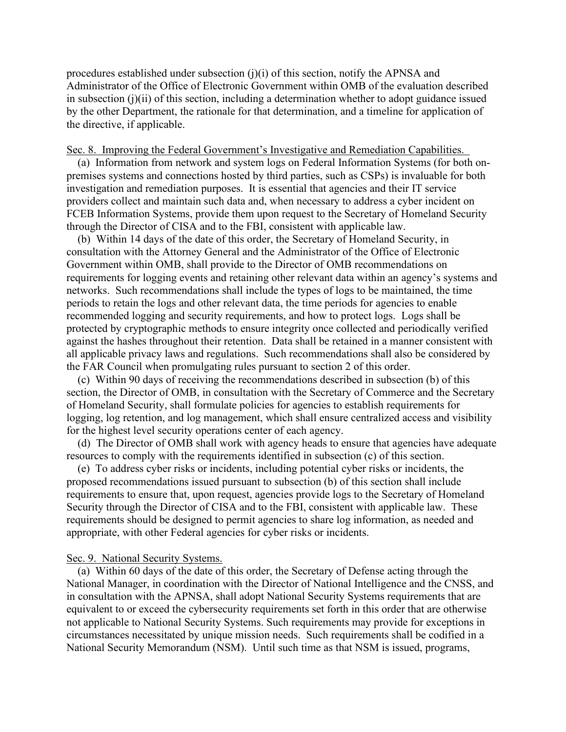procedures established under subsection (j)(i) of this section, notify the APNSA and Administrator of the Office of Electronic Government within OMB of the evaluation described in subsection (j)(ii) of this section, including a determination whether to adopt guidance issued by the other Department, the rationale for that determination, and a timeline for application of the directive, if applicable.

Sec. 8. Improving the Federal Government's Investigative and Remediation Capabilities.

(a) Information from network and system logs on Federal Information Systems (for both on-premises systems and connections hosted by third parties, such as CSPs) is invaluable for both investigation and remediation purposes. It is essential that agencies and their IT service providers collect and maintain such data and, when necessary to address a cyber incident on FCEB Information Systems, provide them upon request to the Secretary of Homeland Security through the Director of CISA and to the FBI, consistent with applicable law.

(b) Within 14 days of the date of this order, the Secretary of Homeland Security, in consultation with the Attorney General and the Administrator of the Office of Electronic Government within OMB, shall provide to the Director of OMB recommendations on requirements for logging events and retaining other relevant data within an agency's systems and networks. Such recommendations shall include the types of logs to be maintained, the time periods to retain the logs and other relevant data, the time periods for agencies to enable recommended logging and security requirements, and how to protect logs. Logs shall be protected by cryptographic methods to ensure integrity once collected and periodically verified against the hashes throughout their retention. Data shall be retained in a manner consistent with all applicable privacy laws and regulations. Such recommendations shall also be considered by the FAR Council when promulgating rules pursuant to section 2 of this order.

(c) Within 90 days of receiving the recommendations described in subsection (b) of this section, the Director of OMB, in consultation with the Secretary of Commerce and the Secretary of Homeland Security, shall formulate policies for agencies to establish requirements for logging, log retention, and log management, which shall ensure centralized access and visibility for the highest level security operations center of each agency.

(d) The Director of OMB shall work with agency heads to ensure that agencies have adequate resources to comply with the requirements identified in subsection (c) of this section.

(e) To address cyber risks or incidents, including potential cyber risks or incidents, the proposed recommendations issued pursuant to subsection (b) of this section shall include requirements to ensure that, upon request, agencies provide logs to the Secretary of Homeland Security through the Director of CISA and to the FBI, consistent with applicable law. These requirements should be designed to permit agencies to share log information, as needed and appropriate, with other Federal agencies for cyber risks or incidents.

Sec. 9. National Security Systems.

(a) Within 60 days of the date of this order, the Secretary of Defense acting through the National Manager, in coordination with the Director of National Intelligence and the CNSS, and in consultation with the APNSA, shall adopt National Security Systems requirements that are equivalent to or exceed the cybersecurity requirements set forth in this order that are otherwise not applicable to National Security Systems. Such requirements may provide for exceptions in circumstances necessitated by unique mission needs. Such requirements shall be codified in a National Security Memorandum (NSM). Until such time as that NSM is issued, programs,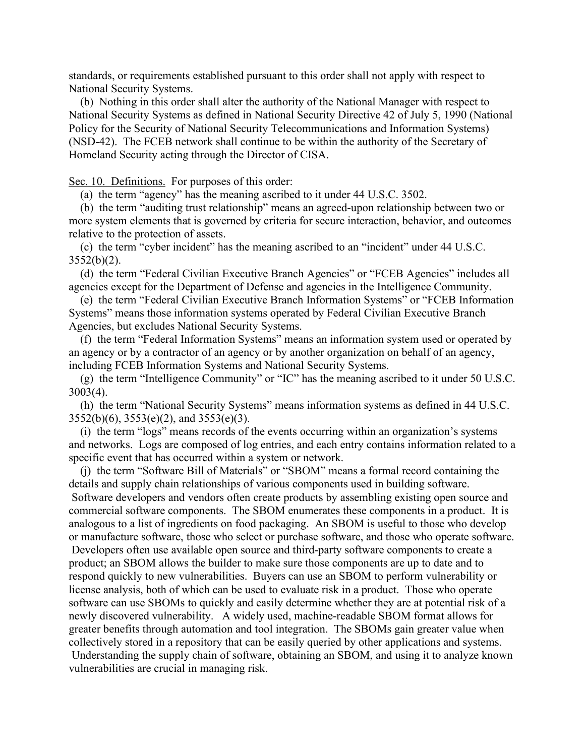standards, or requirements established pursuant to this order shall not apply with respect to National Security Systems.

(b) Nothing in this order shall alter the authority of the National Manager with respect to National Security Systems as defined in National Security Directive 42 of July 5, 1990 (National Policy for the Security of National Security Telecommunications and Information Systems) (NSD-42). The FCEB network shall continue to be within the authority of the Secretary of Homeland Security acting through the Director of CISA.

Sec. 10. Definitions. For purposes of this order:

(a) the term "agency" has the meaning ascribed to it under 44 U.S.C. 3502.

(b) the term "auditing trust relationship" means an agreed-upon relationship between two or more system elements that is governed by criteria for secure interaction, behavior, and outcomes relative to the protection of assets.

(c) the term "cyber incident" has the meaning ascribed to an "incident" under 44 U.S.C. 3552(b)(2).

(d) the term "Federal Civilian Executive Branch Agencies" or "FCEB Agencies" includes all agencies except for the Department of Defense and agencies in the Intelligence Community.

(e) the term "Federal Civilian Executive Branch Information Systems" or "FCEB Information Systems" means those information systems operated by Federal Civilian Executive Branch Agencies, but excludes National Security Systems.

(f) the term "Federal Information Systems" means an information system used or operated by an agency or by a contractor of an agency or by another organization on behalf of an agency, including FCEB Information Systems and National Security Systems.

(g) the term "Intelligence Community" or "IC" has the meaning ascribed to it under 50 U.S.C. 3003(4).

(h) the term "National Security Systems" means information systems as defined in 44 U.S.C. 3552(b)(6), 3553(e)(2), and 3553(e)(3).

(i) the term "logs" means records of the events occurring within an organization's systems and networks. Logs are composed of log entries, and each entry contains information related to a specific event that has occurred within a system or network.

(j) the term "Software Bill of Materials" or "SBOM" means a formal record containing the details and supply chain relationships of various components used in building software. Software developers and vendors often create products by assembling existing open source and commercial software components. The SBOM enumerates these components in a product. It is analogous to a list of ingredients on food packaging. An SBOM is useful to those who develop or manufacture software, those who select or purchase software, and those who operate software. Developers often use available open source and third-party software components to create a product; an SBOM allows the builder to make sure those components are up to date and to respond quickly to new vulnerabilities. Buyers can use an SBOM to perform vulnerability or license analysis, both of which can be used to evaluate risk in a product. Those who operate software can use SBOMs to quickly and easily determine whether they are at potential risk of a newly discovered vulnerability. A widely used, machine-readable SBOM format allows for greater benefits through automation and tool integration. The SBOMs gain greater value when collectively stored in a repository that can be easily queried by other applications and systems. Understanding the supply chain of software, obtaining an SBOM, and using it to analyze known vulnerabilities are crucial in managing risk.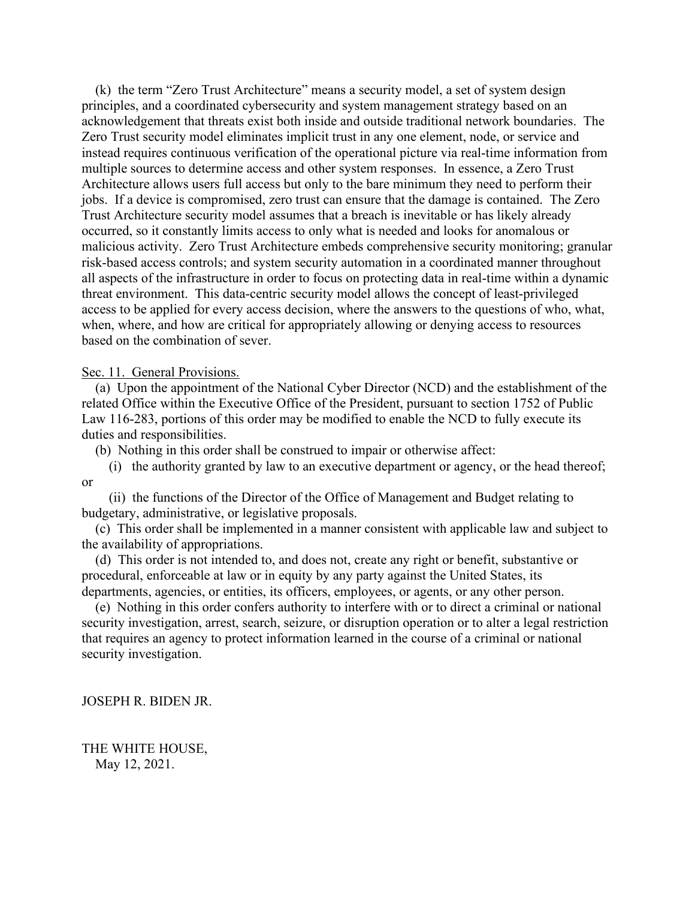(k) the term "Zero Trust Architecture" means a security model, a set of system design principles, and a coordinated cybersecurity and system management strategy based on an acknowledgement that threats exist both inside and outside traditional network boundaries. The Zero Trust security model eliminates implicit trust in any one element, node, or service and instead requires continuous verification of the operational picture via real-time information from multiple sources to determine access and other system responses. In essence, a Zero Trust Architecture allows users full access but only to the bare minimum they need to perform their jobs. If a device is compromised, zero trust can ensure that the damage is contained. The Zero Trust Architecture security model assumes that a breach is inevitable or has likely already occurred, so it constantly limits access to only what is needed and looks for anomalous or malicious activity. Zero Trust Architecture embeds comprehensive security monitoring; granular risk-based access controls; and system security automation in a coordinated manner throughout all aspects of the infrastructure in order to focus on protecting data in real-time within a dynamic threat environment. This data-centric security model allows the concept of least-privileged access to be applied for every access decision, where the answers to the questions of who, what, when, where, and how are critical for appropriately allowing or denying access to resources based on the combination of sever.

Sec. 11. General Provisions.

(a) Upon the appointment of the National Cyber Director (NCD) and the establishment of the related Office within the Executive Office of the President, pursuant to section 1752 of Public Law 116-283, portions of this order may be modified to enable the NCD to fully execute its duties and responsibilities.

(b) Nothing in this order shall be construed to impair or otherwise affect:

(i) the authority granted by law to an executive department or agency, or the head thereof; or

(ii) the functions of the Director of the Office of Management and Budget relating to budgetary, administrative, or legislative proposals.

(c) This order shall be implemented in a manner consistent with applicable law and subject to the availability of appropriations.

(d) This order is not intended to, and does not, create any right or benefit, substantive or procedural, enforceable at law or in equity by any party against the United States, its departments, agencies, or entities, its officers, employees, or agents, or any other person.

(e) Nothing in this order confers authority to interfere with or to direct a criminal or national security investigation, arrest, search, seizure, or disruption operation or to alter a legal restriction that requires an agency to protect information learned in the course of a criminal or national security investigation.

JOSEPH R. BIDEN JR.

THE WHITE HOUSE,
May 12, 2021.